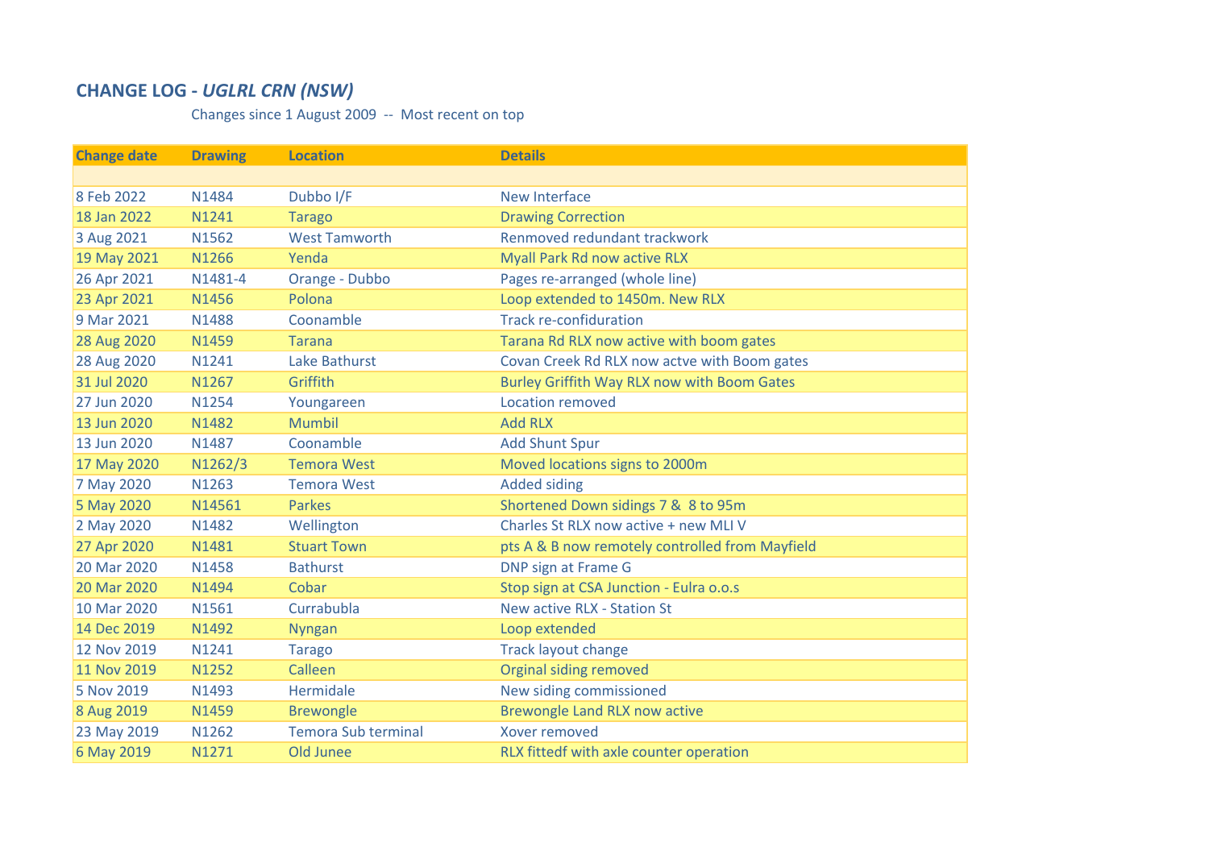# CHANGE LOG - *UGLRL CRN (NSW)*

Changes since 1 August 2009 -- Most recent on top

| Change date | Drawing | Location | Details |
|---|---|---|---|
| | | | |
| 8 Feb 2022 | N1484 | Dubbo I/F | New Interface |
| 18 Jan 2022 | N1241 | Tarago | Drawing Correction |
| 3 Aug 2021 | N1562 | West Tamworth | Renmoved redundant trackwork |
| 19 May 2021 | N1266 | Yenda | Myall Park Rd now active RLX |
| 26 Apr 2021 | N1481-4 | Orange - Dubbo | Pages re-arranged (whole line) |
| 23 Apr 2021 | N1456 | Polona | Loop extended to 1450m. New RLX |
| 9 Mar 2021 | N1488 | Coonamble | Track re-confiduration |
| 28 Aug 2020 | N1459 | Tarana | Tarana Rd RLX now active with boom gates |
| 28 Aug 2020 | N1241 | Lake Bathurst | Covan Creek Rd RLX now actve with Boom gates |
| 31 Jul 2020 | N1267 | Griffith | Burley Griffith Way RLX now with Boom Gates |
| 27 Jun 2020 | N1254 | Youngareen | Location removed |
| 13 Jun 2020 | N1482 | Mumbil | Add RLX |
| 13 Jun 2020 | N1487 | Coonamble | Add Shunt Spur |
| 17 May 2020 | N1262/3 | Temora West | Moved locations signs to 2000m |
| 7 May 2020 | N1263 | Temora West | Added siding |
| 5 May 2020 | N14561 | Parkes | Shortened Down sidings 7 & 8 to 95m |
| 2 May 2020 | N1482 | Wellington | Charles St RLX now active + new MLI V |
| 27 Apr 2020 | N1481 | Stuart Town | pts A & B now remotely controlled from Mayfield |
| 20 Mar 2020 | N1458 | Bathurst | DNP sign at Frame G |
| 20 Mar 2020 | N1494 | Cobar | Stop sign at CSA Junction - Eulra o.o.s |
| 10 Mar 2020 | N1561 | Currabubla | New active RLX - Station St |
| 14 Dec 2019 | N1492 | Nyngan | Loop extended |
| 12 Nov 2019 | N1241 | Tarago | Track layout change |
| 11 Nov 2019 | N1252 | Calleen | Orginal siding removed |
| 5 Nov 2019 | N1493 | Hermidale | New siding commissioned |
| 8 Aug 2019 | N1459 | Brewongle | Brewongle Land RLX now active |
| 23 May 2019 | N1262 | Temora Sub terminal | Xover removed |
| 6 May 2019 | N1271 | Old Junee | RLX fittedf with axle counter operation |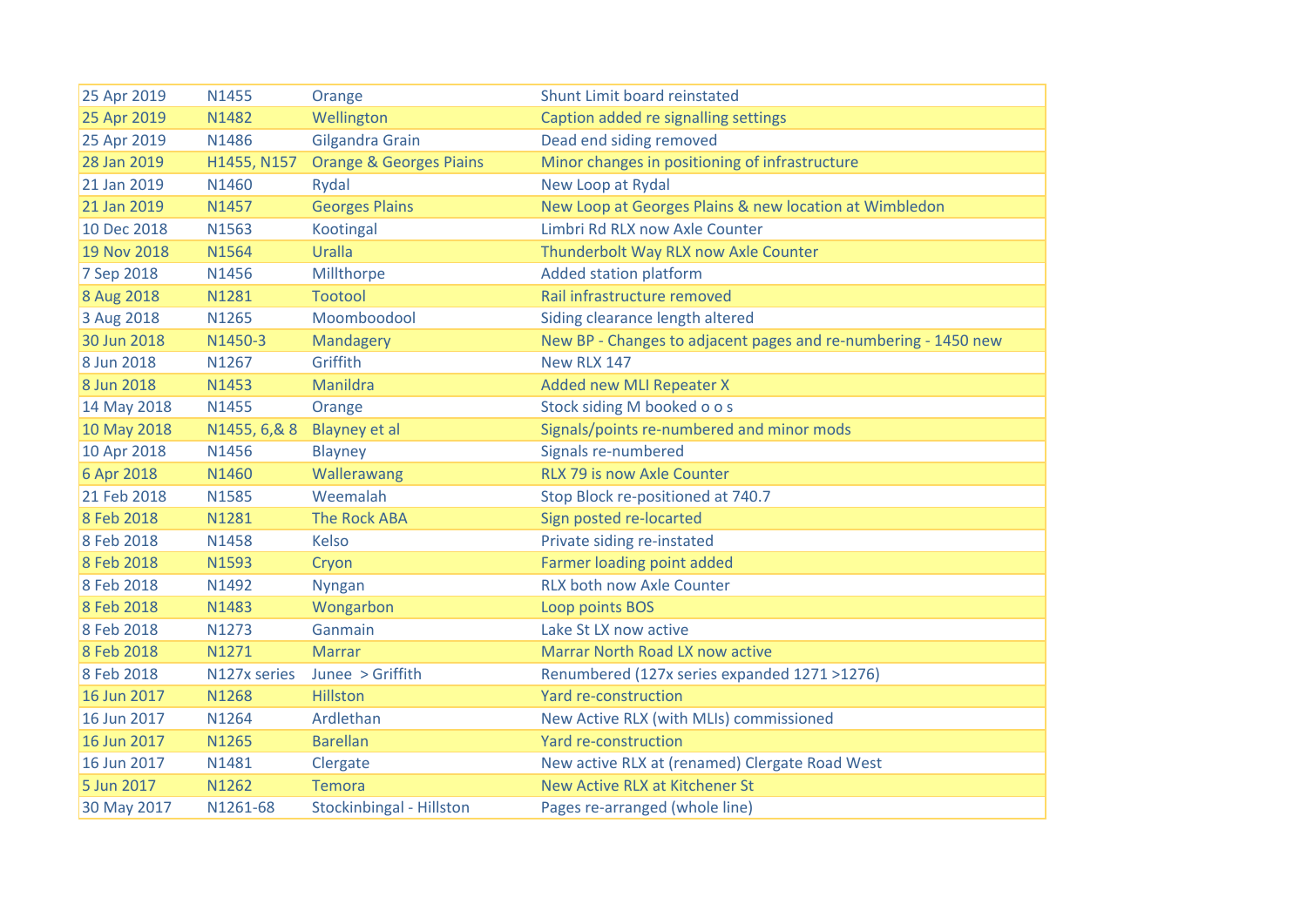| | | | |
|---|---|---|---|
| 25 Apr 2019 | N1455 | Orange | Shunt Limit board reinstated |
| 25 Apr 2019 | N1482 | Wellington | Caption added re signalling settings |
| 25 Apr 2019 | N1486 | Gilgandra Grain | Dead end siding removed |
| 28 Jan 2019 | H1455, N157 | Orange & Georges Piains | Minor changes in positioning of infrastructure |
| 21 Jan 2019 | N1460 | Rydal | New Loop at Rydal |
| 21 Jan 2019 | N1457 | Georges Plains | New Loop at Georges Plains & new location at Wimbledon |
| 10 Dec 2018 | N1563 | Kootingal | Limbri Rd RLX now Axle Counter |
| 19 Nov 2018 | N1564 | Uralla | Thunderbolt Way RLX now Axle Counter |
| 7 Sep 2018 | N1456 | Millthorpe | Added station platform |
| 8 Aug 2018 | N1281 | Tootool | Rail infrastructure removed |
| 3 Aug 2018 | N1265 | Moomboodool | Siding clearance length altered |
| 30 Jun 2018 | N1450-3 | Mandagery | New BP - Changes to adjacent pages and re-numbering - 1450 new |
| 8 Jun 2018 | N1267 | Griffith | New RLX 147 |
| 8 Jun 2018 | N1453 | Manildra | Added new MLI Repeater X |
| 14 May 2018 | N1455 | Orange | Stock siding M booked o o s |
| 10 May 2018 | N1455, 6,& 8 | Blayney et al | Signals/points re-numbered and minor mods |
| 10 Apr 2018 | N1456 | Blayney | Signals re-numbered |
| 6 Apr 2018 | N1460 | Wallerawang | RLX 79 is now Axle Counter |
| 21 Feb 2018 | N1585 | Weemalah | Stop Block re-positioned at 740.7 |
| 8 Feb 2018 | N1281 | The Rock ABA | Sign posted re-locarted |
| 8 Feb 2018 | N1458 | Kelso | Private siding re-instated |
| 8 Feb 2018 | N1593 | Cryon | Farmer loading point added |
| 8 Feb 2018 | N1492 | Nyngan | RLX both now Axle Counter |
| 8 Feb 2018 | N1483 | Wongarbon | Loop points BOS |
| 8 Feb 2018 | N1273 | Ganmain | Lake St LX now active |
| 8 Feb 2018 | N1271 | Marrar | Marrar North Road LX now active |
| 8 Feb 2018 | N127x series | Junee > Griffith | Renumbered (127x series expanded 1271 >1276) |
| 16 Jun 2017 | N1268 | Hillston | Yard re-construction |
| 16 Jun 2017 | N1264 | Ardlethan | New Active RLX (with MLIs) commissioned |
| 16 Jun 2017 | N1265 | Barellan | Yard re-construction |
| 16 Jun 2017 | N1481 | Clergate | New active RLX at (renamed) Clergate Road West |
| 5 Jun 2017 | N1262 | Temora | New Active RLX at Kitchener St |
| 30 May 2017 | N1261-68 | Stockinbingal - Hillston | Pages re-arranged (whole line) |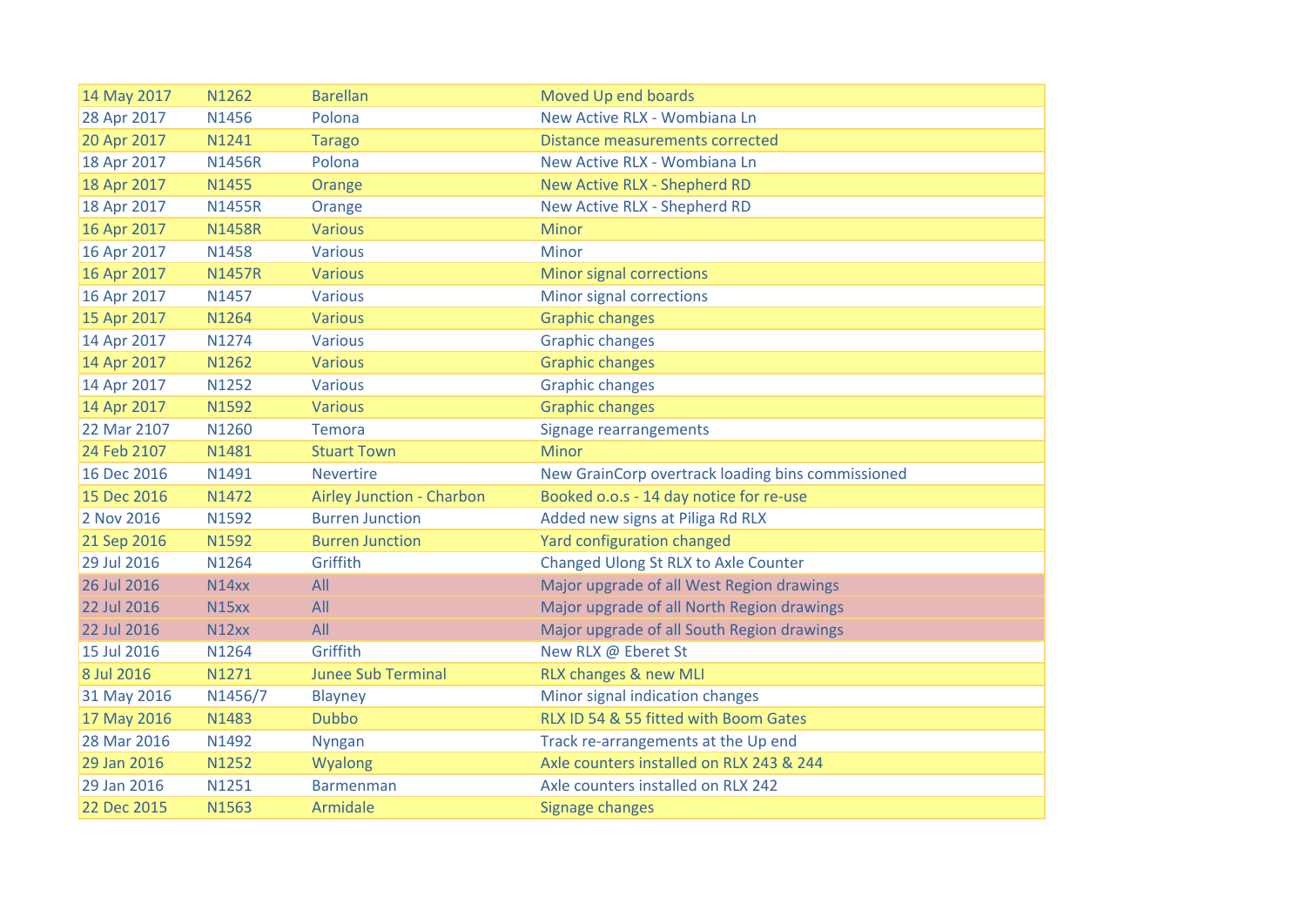| | | | |
|---|---|---|---|
| 14 May 2017 | N1262 | Barellan | Moved Up end boards |
| 28 Apr 2017 | N1456 | Polona | New Active RLX - Wombiana Ln |
| 20 Apr 2017 | N1241 | Tarago | Distance measurements corrected |
| 18 Apr 2017 | N1456R | Polona | New Active RLX - Wombiana Ln |
| 18 Apr 2017 | N1455 | Orange | New Active RLX - Shepherd RD |
| 18 Apr 2017 | N1455R | Orange | New Active RLX - Shepherd RD |
| 16 Apr 2017 | N1458R | Various | Minor |
| 16 Apr 2017 | N1458 | Various | Minor |
| 16 Apr 2017 | N1457R | Various | Minor signal corrections |
| 16 Apr 2017 | N1457 | Various | Minor signal corrections |
| 15 Apr 2017 | N1264 | Various | Graphic changes |
| 14 Apr 2017 | N1274 | Various | Graphic changes |
| 14 Apr 2017 | N1262 | Various | Graphic changes |
| 14 Apr 2017 | N1252 | Various | Graphic changes |
| 14 Apr 2017 | N1592 | Various | Graphic changes |
| 22 Mar 2107 | N1260 | Temora | Signage rearrangements |
| 24 Feb 2107 | N1481 | Stuart Town | Minor |
| 16 Dec 2016 | N1491 | Nevertire | New GrainCorp overtrack loading bins commissioned |
| 15 Dec 2016 | N1472 | Airley Junction - Charbon | Booked o.o.s - 14 day notice for re-use |
| 2 Nov 2016 | N1592 | Burren Junction | Added new signs at Piliga Rd RLX |
| 21 Sep 2016 | N1592 | Burren Junction | Yard configuration changed |
| 29 Jul 2016 | N1264 | Griffith | Changed Ulong St RLX to Axle Counter |
| 26 Jul 2016 | N14xx | All | Major upgrade of all West Region drawings |
| 22 Jul 2016 | N15xx | All | Major upgrade of all North Region drawings |
| 22 Jul 2016 | N12xx | All | Major upgrade of all South Region drawings |
| 15 Jul 2016 | N1264 | Griffith | New RLX @ Eberet St |
| 8 Jul 2016 | N1271 | Junee Sub Terminal | RLX changes & new MLI |
| 31 May 2016 | N1456/7 | Blayney | Minor signal indication changes |
| 17 May 2016 | N1483 | Dubbo | RLX ID 54 & 55 fitted with Boom Gates |
| 28 Mar 2016 | N1492 | Nyngan | Track re-arrangements at the Up end |
| 29 Jan 2016 | N1252 | Wyalong | Axle counters installed on RLX 243 & 244 |
| 29 Jan 2016 | N1251 | Barmenman | Axle counters installed on RLX 242 |
| 22 Dec 2015 | N1563 | Armidale | Signage changes |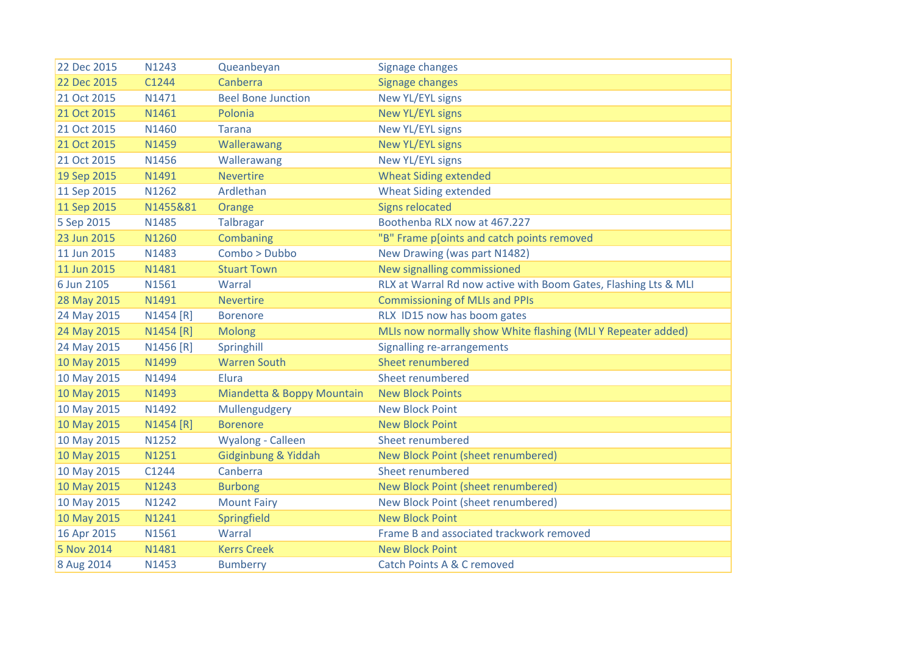| | | | |
|---|---|---|---|
| 22 Dec 2015 | N1243 | Queanbeyan | Signage changes |
| 22 Dec 2015 | C1244 | Canberra | Signage changes |
| 21 Oct 2015 | N1471 | Beel Bone Junction | New YL/EYL signs |
| 21 Oct 2015 | N1461 | Polonia | New YL/EYL signs |
| 21 Oct 2015 | N1460 | Tarana | New YL/EYL signs |
| 21 Oct 2015 | N1459 | Wallerawang | New YL/EYL signs |
| 21 Oct 2015 | N1456 | Wallerawang | New YL/EYL signs |
| 19 Sep 2015 | N1491 | Nevertire | Wheat Siding extended |
| 11 Sep 2015 | N1262 | Ardlethan | Wheat Siding extended |
| 11 Sep 2015 | N1455&81 | Orange | Signs relocated |
| 5 Sep 2015 | N1485 | Talbragar | Boothenba RLX now at 467.227 |
| 23 Jun 2015 | N1260 | Combaning | "B" Frame p[oints and catch points removed |
| 11 Jun 2015 | N1483 | Combo > Dubbo | New Drawing (was part N1482) |
| 11 Jun 2015 | N1481 | Stuart Town | New signalling commissioned |
| 6 Jun 2105 | N1561 | Warral | RLX at Warral Rd now active with Boom Gates, Flashing Lts & MLI |
| 28 May 2015 | N1491 | Nevertire | Commissioning of MLIs and PPIs |
| 24 May 2015 | N1454 [R] | Borenore | RLX ID15 now has boom gates |
| 24 May 2015 | N1454 [R] | Molong | MLIs now normally show White flashing (MLI Y Repeater added) |
| 24 May 2015 | N1456 [R] | Springhill | Signalling re-arrangements |
| 10 May 2015 | N1499 | Warren South | Sheet renumbered |
| 10 May 2015 | N1494 | Elura | Sheet renumbered |
| 10 May 2015 | N1493 | Miandetta & Boppy Mountain | New Block Points |
| 10 May 2015 | N1492 | Mullengudgery | New Block Point |
| 10 May 2015 | N1454 [R] | Borenore | New Block Point |
| 10 May 2015 | N1252 | Wyalong - Calleen | Sheet renumbered |
| 10 May 2015 | N1251 | Gidginbung & Yiddah | New Block Point (sheet renumbered) |
| 10 May 2015 | C1244 | Canberra | Sheet renumbered |
| 10 May 2015 | N1243 | Burbong | New Block Point (sheet renumbered) |
| 10 May 2015 | N1242 | Mount Fairy | New Block Point (sheet renumbered) |
| 10 May 2015 | N1241 | Springfield | New Block Point |
| 16 Apr 2015 | N1561 | Warral | Frame B and associated trackwork removed |
| 5 Nov 2014 | N1481 | Kerrs Creek | New Block Point |
| 8 Aug 2014 | N1453 | Bumberry | Catch Points A & C removed |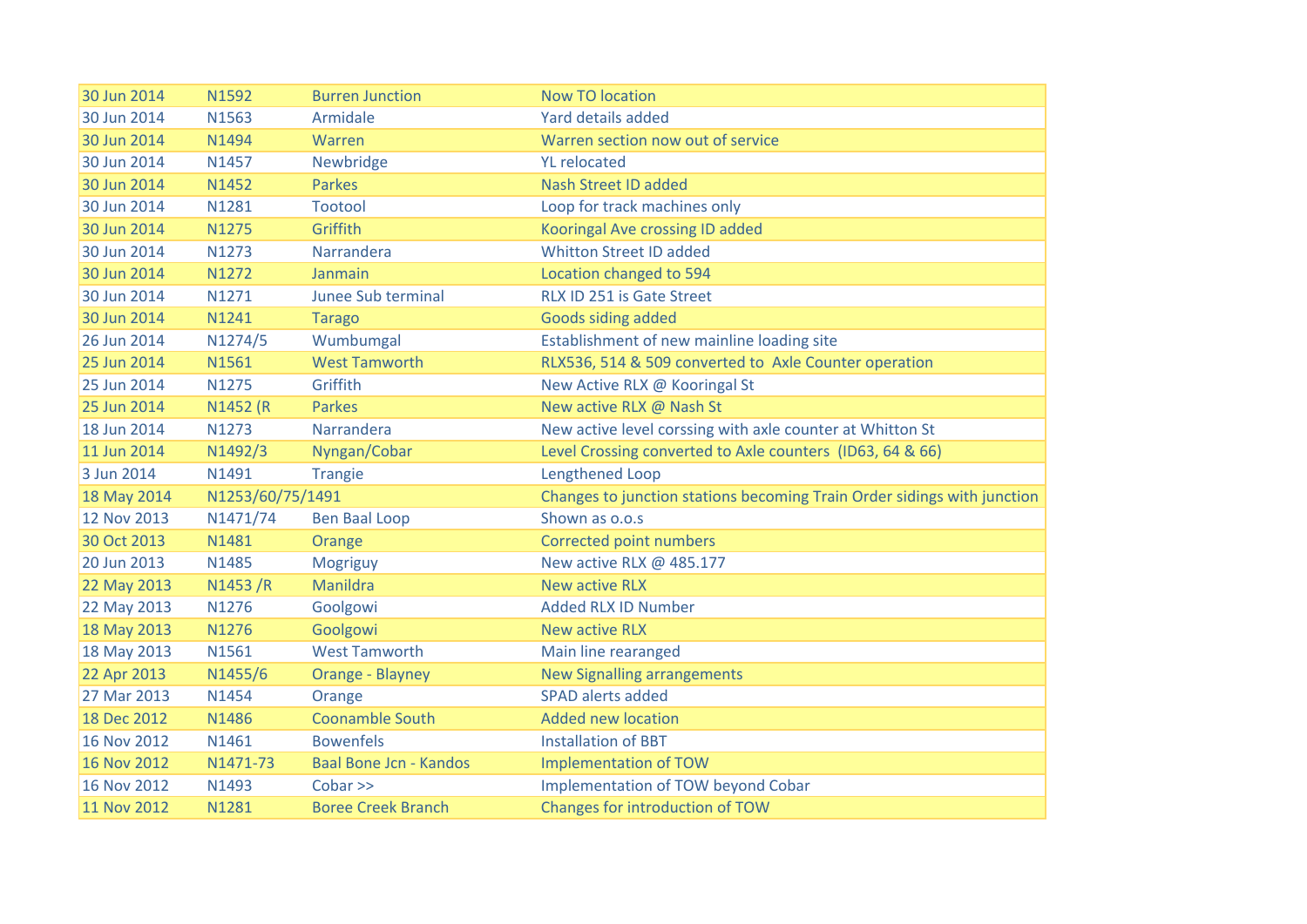| | | | |
|---|---|---|---|
| 30 Jun 2014 | N1592 | Burren Junction | Now TO location |
| 30 Jun 2014 | N1563 | Armidale | Yard details added |
| 30 Jun 2014 | N1494 | Warren | Warren section now out of service |
| 30 Jun 2014 | N1457 | Newbridge | YL relocated |
| 30 Jun 2014 | N1452 | Parkes | Nash Street ID added |
| 30 Jun 2014 | N1281 | Tootool | Loop for track machines only |
| 30 Jun 2014 | N1275 | Griffith | Kooringal Ave crossing ID added |
| 30 Jun 2014 | N1273 | Narrandera | Whitton Street ID added |
| 30 Jun 2014 | N1272 | Janmain | Location changed to 594 |
| 30 Jun 2014 | N1271 | Junee Sub terminal | RLX ID 251 is Gate Street |
| 30 Jun 2014 | N1241 | Tarago | Goods siding added |
| 26 Jun 2014 | N1274/5 | Wumbumgal | Establishment of new mainline loading site |
| 25 Jun 2014 | N1561 | West Tamworth | RLX536, 514 & 509 converted to Axle Counter operation |
| 25 Jun 2014 | N1275 | Griffith | New Active RLX @ Kooringal St |
| 25 Jun 2014 | N1452 (R | Parkes | New active RLX @ Nash St |
| 18 Jun 2014 | N1273 | Narrandera | New active level corssing with axle counter at Whitton St |
| 11 Jun 2014 | N1492/3 | Nyngan/Cobar | Level Crossing converted to Axle counters (ID63, 64 & 66) |
| 3 Jun 2014 | N1491 | Trangie | Lengthened Loop |
| 18 May 2014 | N1253/60/75/1491 | | Changes to junction stations becoming Train Order sidings with junction |
| 12 Nov 2013 | N1471/74 | Ben Baal Loop | Shown as o.o.s |
| 30 Oct 2013 | N1481 | Orange | Corrected point numbers |
| 20 Jun 2013 | N1485 | Mogriguy | New active RLX @ 485.177 |
| 22 May 2013 | N1453 /R | Manildra | New active RLX |
| 22 May 2013 | N1276 | Goolgowi | Added RLX ID Number |
| 18 May 2013 | N1276 | Goolgowi | New active RLX |
| 18 May 2013 | N1561 | West Tamworth | Main line rearanged |
| 22 Apr 2013 | N1455/6 | Orange - Blayney | New Signalling arrangements |
| 27 Mar 2013 | N1454 | Orange | SPAD alerts added |
| 18 Dec 2012 | N1486 | Coonamble South | Added new location |
| 16 Nov 2012 | N1461 | Bowenfels | Installation of BBT |
| 16 Nov 2012 | N1471-73 | Baal Bone Jcn - Kandos | Implementation of TOW |
| 16 Nov 2012 | N1493 | Cobar >> | Implementation of TOW beyond Cobar |
| 11 Nov 2012 | N1281 | Boree Creek Branch | Changes for introduction of TOW |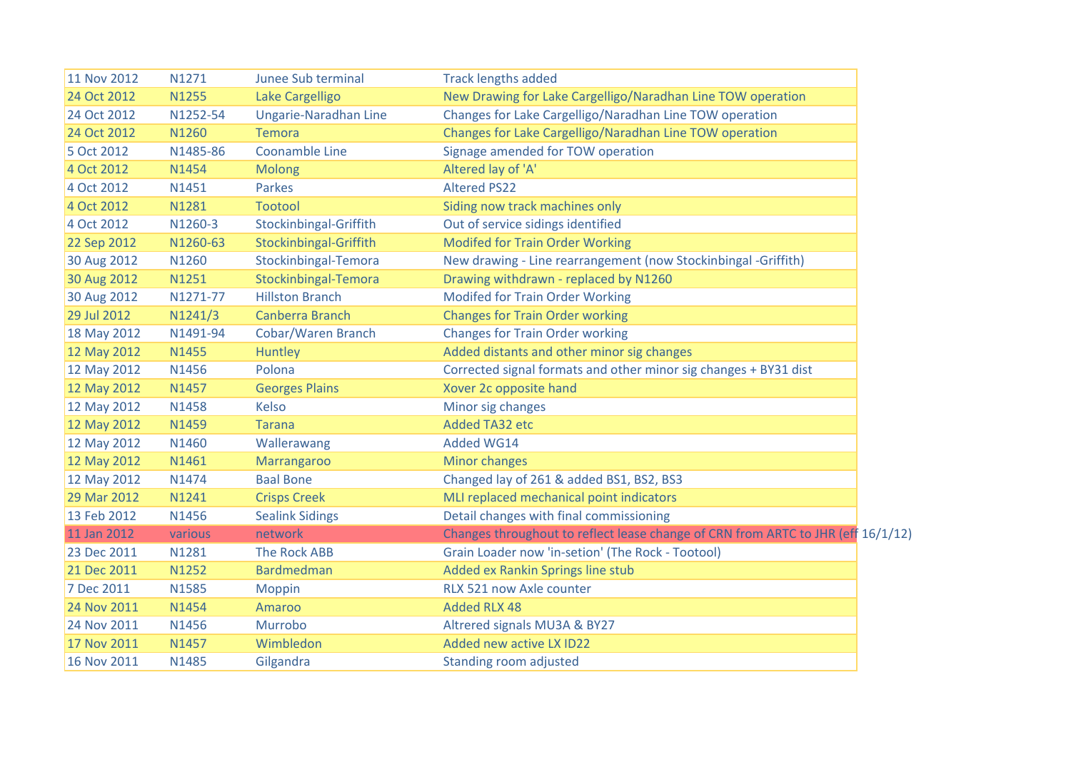| | | | |
|---|---|---|---|
| 11 Nov 2012 | N1271 | Junee Sub terminal | Track lengths added |
| 24 Oct 2012 | N1255 | Lake Cargelligo | New Drawing for Lake Cargelligo/Naradhan Line TOW operation |
| 24 Oct 2012 | N1252-54 | Ungarie-Naradhan Line | Changes for Lake Cargelligo/Naradhan Line TOW operation |
| 24 Oct 2012 | N1260 | Temora | Changes for Lake Cargelligo/Naradhan Line TOW operation |
| 5 Oct 2012 | N1485-86 | Coonamble Line | Signage amended for TOW operation |
| 4 Oct 2012 | N1454 | Molong | Altered lay of 'A' |
| 4 Oct 2012 | N1451 | Parkes | Altered PS22 |
| 4 Oct 2012 | N1281 | Tootool | Siding now track machines only |
| 4 Oct 2012 | N1260-3 | Stockinbingal-Griffith | Out of service sidings identified |
| 22 Sep 2012 | N1260-63 | Stockinbingal-Griffith | Modifed for Train Order Working |
| 30 Aug 2012 | N1260 | Stockinbingal-Temora | New drawing - Line rearrangement (now Stockinbingal -Griffith) |
| 30 Aug 2012 | N1251 | Stockinbingal-Temora | Drawing withdrawn - replaced by N1260 |
| 30 Aug 2012 | N1271-77 | Hillston Branch | Modifed for Train Order Working |
| 29 Jul 2012 | N1241/3 | Canberra Branch | Changes for Train Order working |
| 18 May 2012 | N1491-94 | Cobar/Waren Branch | Changes for Train Order working |
| 12 May 2012 | N1455 | Huntley | Added distants and other minor sig changes |
| 12 May 2012 | N1456 | Polona | Corrected signal formats and other minor sig changes + BY31 dist |
| 12 May 2012 | N1457 | Georges Plains | Xover 2c opposite hand |
| 12 May 2012 | N1458 | Kelso | Minor sig changes |
| 12 May 2012 | N1459 | Tarana | Added TA32 etc |
| 12 May 2012 | N1460 | Wallerawang | Added WG14 |
| 12 May 2012 | N1461 | Marrangaroo | Minor changes |
| 12 May 2012 | N1474 | Baal Bone | Changed lay of 261 & added BS1, BS2, BS3 |
| 29 Mar 2012 | N1241 | Crisps Creek | MLI replaced mechanical point indicators |
| 13 Feb 2012 | N1456 | Sealink Sidings | Detail changes with final commissioning |
| 11 Jan 2012 | various | network | Changes throughout to reflect lease change of CRN from ARTC to JHR (eff 16/1/12) |
| 23 Dec 2011 | N1281 | The Rock ABB | Grain Loader now 'in-setion' (The Rock - Tootool) |
| 21 Dec 2011 | N1252 | Bardmedman | Added ex Rankin Springs line stub |
| 7 Dec 2011 | N1585 | Moppin | RLX 521 now Axle counter |
| 24 Nov 2011 | N1454 | Amaroo | Added RLX 48 |
| 24 Nov 2011 | N1456 | Murrobo | Altrered signals MU3A & BY27 |
| 17 Nov 2011 | N1457 | Wimbledon | Added new active LX ID22 |
| 16 Nov 2011 | N1485 | Gilgandra | Standing room adjusted |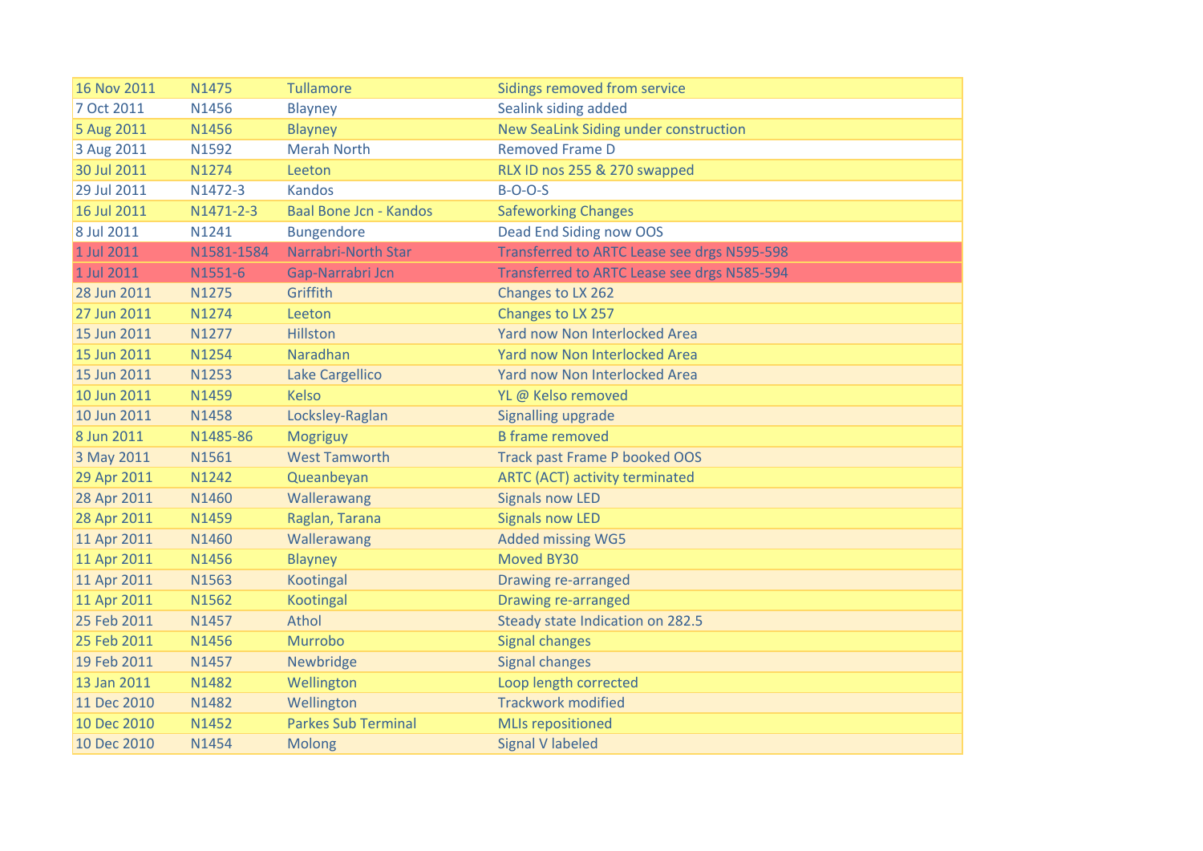| | | | |
|---|---|---|---|
| 16 Nov 2011 | N1475 | Tullamore | Sidings removed from service |
| 7 Oct 2011 | N1456 | Blayney | Sealink siding added |
| 5 Aug 2011 | N1456 | Blayney | New SeaLink Siding under construction |
| 3 Aug 2011 | N1592 | Merah North | Removed Frame D |
| 30 Jul 2011 | N1274 | Leeton | RLX ID nos 255 & 270 swapped |
| 29 Jul 2011 | N1472-3 | Kandos | B-O-O-S |
| 16 Jul 2011 | N1471-2-3 | Baal Bone Jcn - Kandos | Safeworking Changes |
| 8 Jul 2011 | N1241 | Bungendore | Dead End Siding now OOS |
| 1 Jul 2011 | N1581-1584 | Narrabri-North Star | Transferred to ARTC Lease see drgs N595-598 |
| 1 Jul 2011 | N1551-6 | Gap-Narrabri Jcn | Transferred to ARTC Lease see drgs N585-594 |
| 28 Jun 2011 | N1275 | Griffith | Changes to LX 262 |
| 27 Jun 2011 | N1274 | Leeton | Changes to LX 257 |
| 15 Jun 2011 | N1277 | Hillston | Yard now Non Interlocked Area |
| 15 Jun 2011 | N1254 | Naradhan | Yard now Non Interlocked Area |
| 15 Jun 2011 | N1253 | Lake Cargellico | Yard now Non Interlocked Area |
| 10 Jun 2011 | N1459 | Kelso | YL @ Kelso removed |
| 10 Jun 2011 | N1458 | Locksley-Raglan | Signalling upgrade |
| 8 Jun 2011 | N1485-86 | Mogriguy | B frame removed |
| 3 May 2011 | N1561 | West Tamworth | Track past Frame P booked OOS |
| 29 Apr 2011 | N1242 | Queanbeyan | ARTC (ACT) activity terminated |
| 28 Apr 2011 | N1460 | Wallerawang | Signals now LED |
| 28 Apr 2011 | N1459 | Raglan, Tarana | Signals now LED |
| 11 Apr 2011 | N1460 | Wallerawang | Added missing WG5 |
| 11 Apr 2011 | N1456 | Blayney | Moved BY30 |
| 11 Apr 2011 | N1563 | Kootingal | Drawing re-arranged |
| 11 Apr 2011 | N1562 | Kootingal | Drawing re-arranged |
| 25 Feb 2011 | N1457 | Athol | Steady state Indication on 282.5 |
| 25 Feb 2011 | N1456 | Murrobo | Signal changes |
| 19 Feb 2011 | N1457 | Newbridge | Signal changes |
| 13 Jan 2011 | N1482 | Wellington | Loop length corrected |
| 11 Dec 2010 | N1482 | Wellington | Trackwork modified |
| 10 Dec 2010 | N1452 | Parkes Sub Terminal | MLIs repositioned |
| 10 Dec 2010 | N1454 | Molong | Signal V labeled |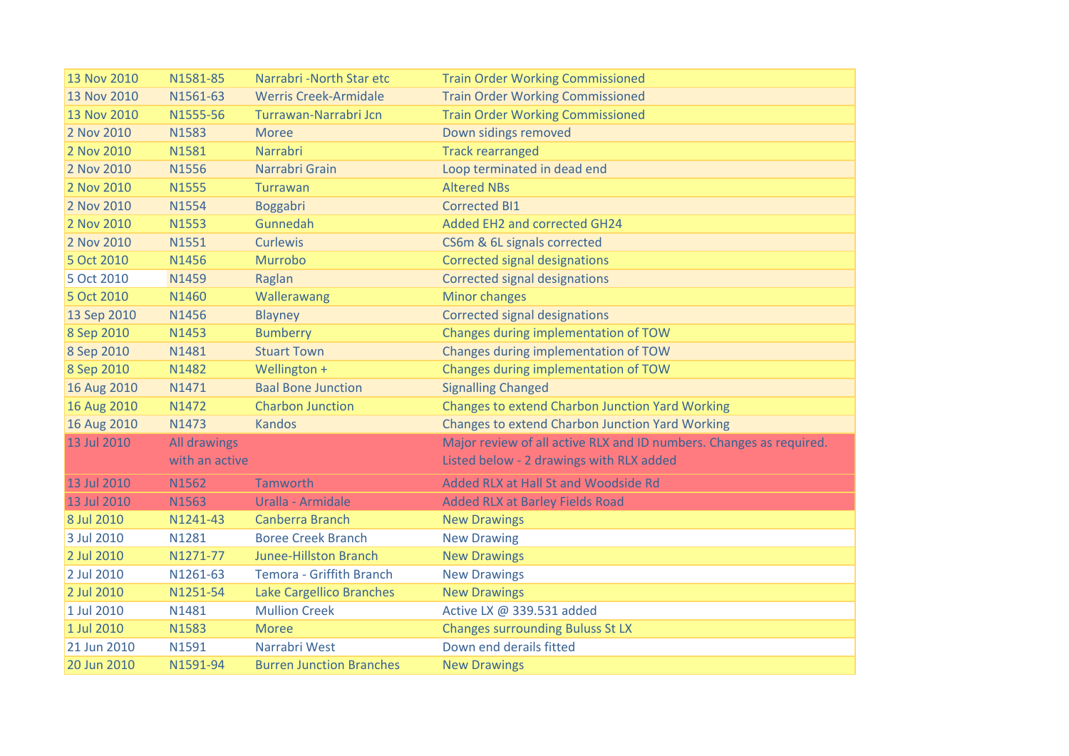| | | | |
|---|---|---|---|
| 13 Nov 2010 | N1581-85 | Narrabri -North Star etc | Train Order Working Commissioned |
| 13 Nov 2010 | N1561-63 | Werris Creek-Armidale | Train Order Working Commissioned |
| 13 Nov 2010 | N1555-56 | Turrawan-Narrabri Jcn | Train Order Working Commissioned |
| 2 Nov 2010 | N1583 | Moree | Down sidings removed |
| 2 Nov 2010 | N1581 | Narrabri | Track rearranged |
| 2 Nov 2010 | N1556 | Narrabri Grain | Loop terminated in dead end |
| 2 Nov 2010 | N1555 | Turrawan | Altered NBs |
| 2 Nov 2010 | N1554 | Boggabri | Corrected BI1 |
| 2 Nov 2010 | N1553 | Gunnedah | Added EH2 and corrected GH24 |
| 2 Nov 2010 | N1551 | Curlewis | CS6m & 6L signals corrected |
| 5 Oct 2010 | N1456 | Murrobo | Corrected signal designations |
| 5 Oct 2010 | N1459 | Raglan | Corrected signal designations |
| 5 Oct 2010 | N1460 | Wallerawang | Minor changes |
| 13 Sep 2010 | N1456 | Blayney | Corrected signal designations |
| 8 Sep 2010 | N1453 | Bumberry | Changes during implementation of TOW |
| 8 Sep 2010 | N1481 | Stuart Town | Changes during implementation of TOW |
| 8 Sep 2010 | N1482 | Wellington + | Changes during implementation of TOW |
| 16 Aug 2010 | N1471 | Baal Bone Junction | Signalling Changed |
| 16 Aug 2010 | N1472 | Charbon Junction | Changes to extend Charbon Junction Yard Working |
| 16 Aug 2010 | N1473 | Kandos | Changes to extend Charbon Junction Yard Working |
| 13 Jul 2010 | All drawings with an active | | Major review of all active RLX and ID numbers. Changes as required. Listed below - 2 drawings with RLX added |
| 13 Jul 2010 | N1562 | Tamworth | Added RLX at Hall St and Woodside Rd |
| 13 Jul 2010 | N1563 | Uralla - Armidale | Added RLX at Barley Fields Road |
| 8 Jul 2010 | N1241-43 | Canberra Branch | New Drawings |
| 3 Jul 2010 | N1281 | Boree Creek Branch | New Drawing |
| 2 Jul 2010 | N1271-77 | Junee-Hillston Branch | New Drawings |
| 2 Jul 2010 | N1261-63 | Temora - Griffith Branch | New Drawings |
| 2 Jul 2010 | N1251-54 | Lake Cargellico Branches | New Drawings |
| 1 Jul 2010 | N1481 | Mullion Creek | Active LX @ 339.531 added |
| 1 Jul 2010 | N1583 | Moree | Changes surrounding Buluss St LX |
| 21 Jun 2010 | N1591 | Narrabri West | Down end derails fitted |
| 20 Jun 2010 | N1591-94 | Burren Junction Branches | New Drawings |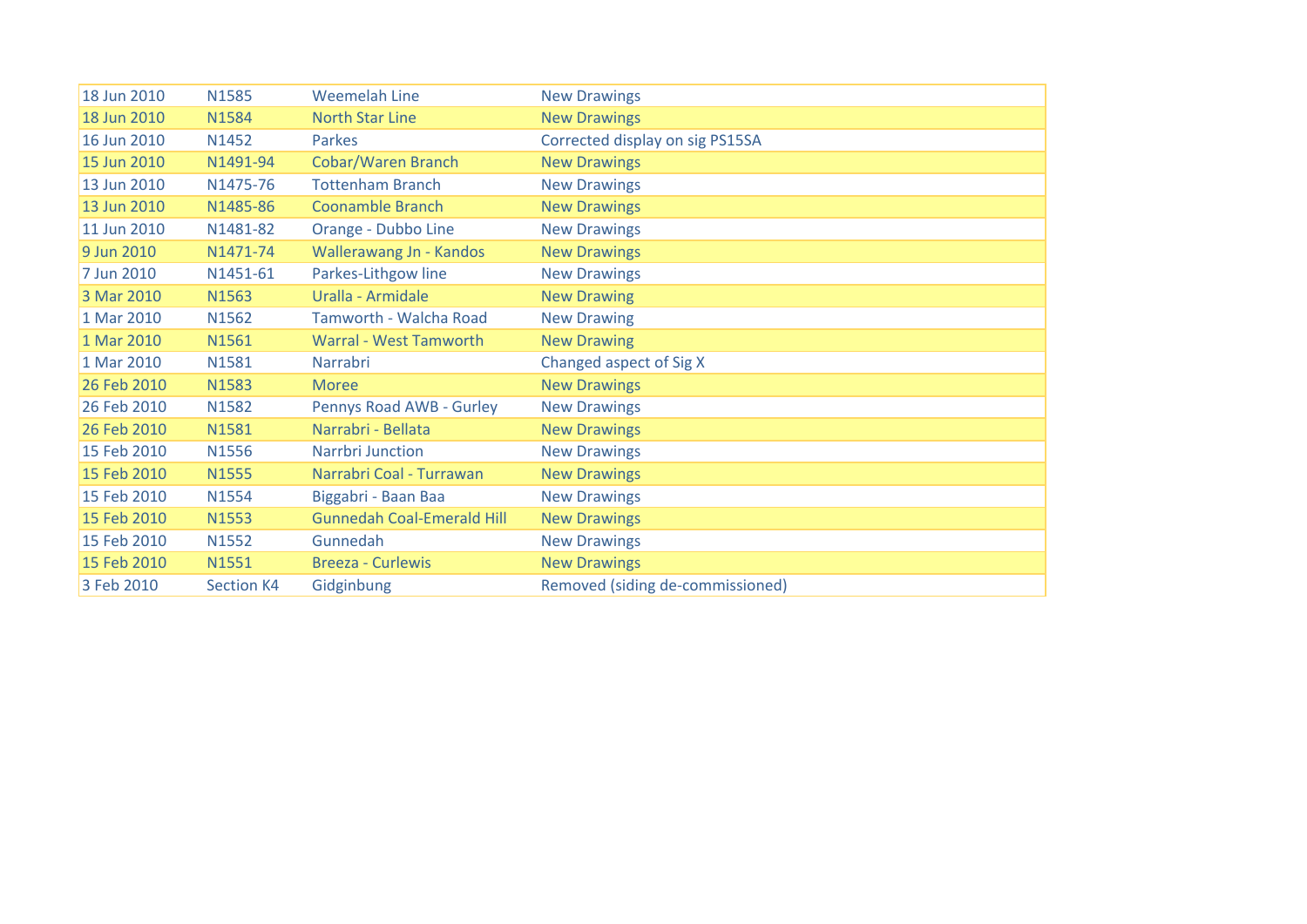| | | | |
|---|---|---|---|
| 18 Jun 2010 | N1585 | Weemelah Line | New Drawings |
| 18 Jun 2010 | N1584 | North Star Line | New Drawings |
| 16 Jun 2010 | N1452 | Parkes | Corrected display on sig PS15SA |
| 15 Jun 2010 | N1491-94 | Cobar/Waren Branch | New Drawings |
| 13 Jun 2010 | N1475-76 | Tottenham Branch | New Drawings |
| 13 Jun 2010 | N1485-86 | Coonamble Branch | New Drawings |
| 11 Jun 2010 | N1481-82 | Orange - Dubbo Line | New Drawings |
| 9 Jun 2010 | N1471-74 | Wallerawang Jn - Kandos | New Drawings |
| 7 Jun 2010 | N1451-61 | Parkes-Lithgow line | New Drawings |
| 3 Mar 2010 | N1563 | Uralla - Armidale | New Drawing |
| 1 Mar 2010 | N1562 | Tamworth - Walcha Road | New Drawing |
| 1 Mar 2010 | N1561 | Warral - West Tamworth | New Drawing |
| 1 Mar 2010 | N1581 | Narrabri | Changed aspect of Sig X |
| 26 Feb 2010 | N1583 | Moree | New Drawings |
| 26 Feb 2010 | N1582 | Pennys Road AWB - Gurley | New Drawings |
| 26 Feb 2010 | N1581 | Narrabri - Bellata | New Drawings |
| 15 Feb 2010 | N1556 | Narrbri Junction | New Drawings |
| 15 Feb 2010 | N1555 | Narrabri Coal - Turrawan | New Drawings |
| 15 Feb 2010 | N1554 | Biggabri - Baan Baa | New Drawings |
| 15 Feb 2010 | N1553 | Gunnedah Coal-Emerald Hill | New Drawings |
| 15 Feb 2010 | N1552 | Gunnedah | New Drawings |
| 15 Feb 2010 | N1551 | Breeza - Curlewis | New Drawings |
| 3 Feb 2010 | Section K4 | Gidginbung | Removed (siding de-commissioned) |